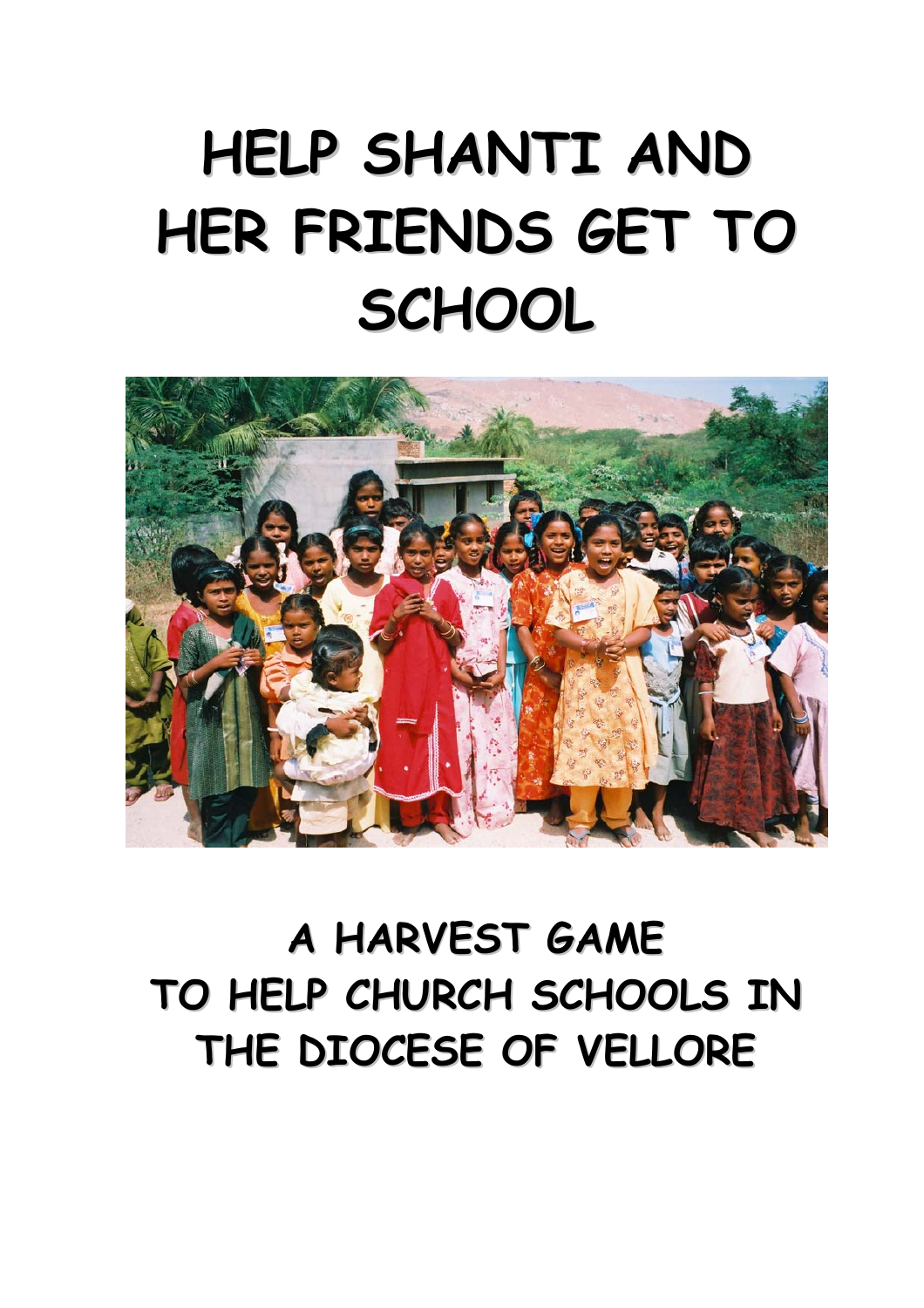# HELP SHANTI AND HER FRIENDS GET TO SCHOOL

## A HARVEST GAME TO HELP CHURCH SCHOOLS IN THE DIOCESE OF VELLORE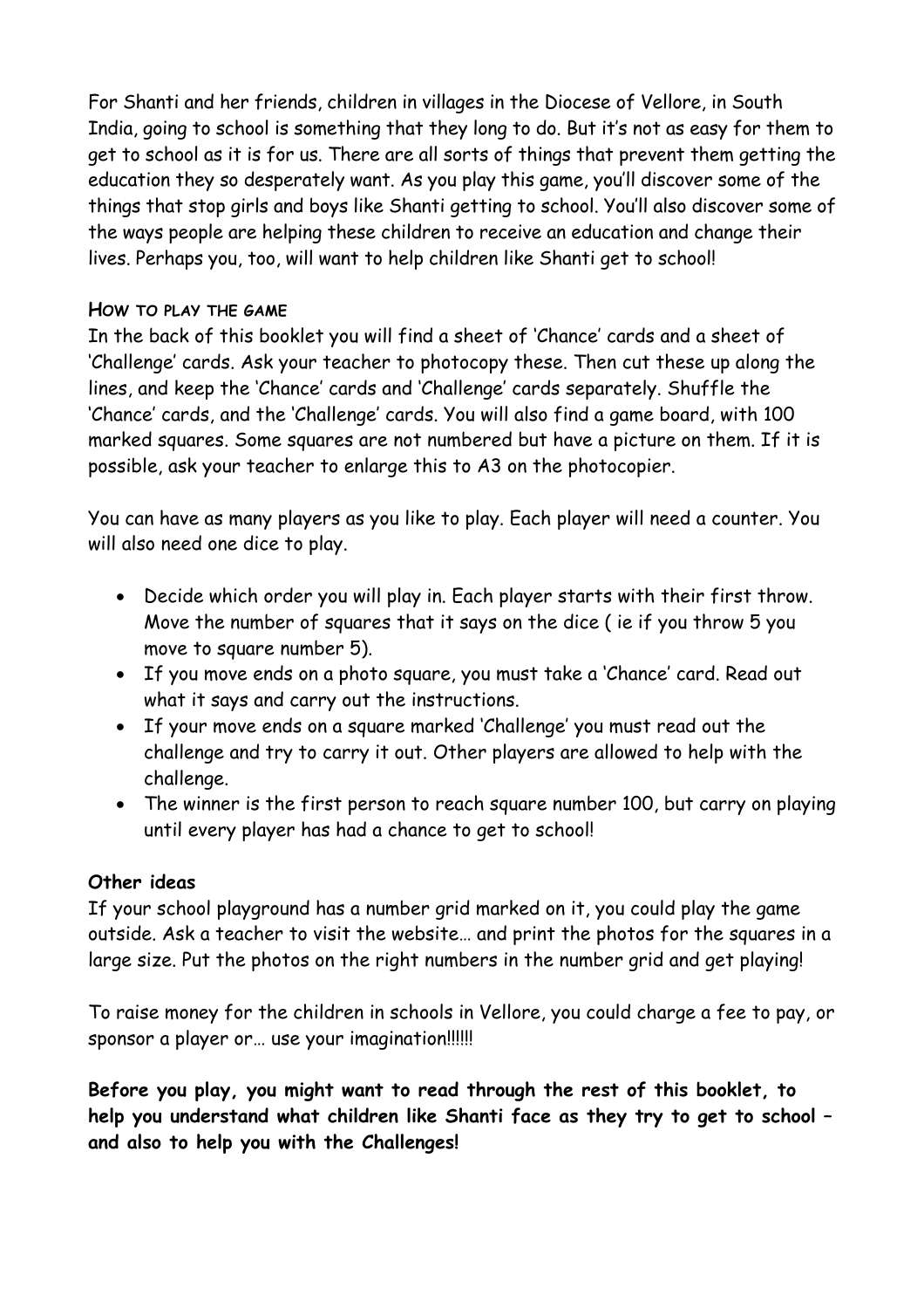For Shanti and her friends, children in villages in the Diocese of Vellore, in South India, going to school is something that they long to do. But it's not as easy for them to get to school as it is for us. There are all sorts of things that prevent them getting the education they so desperately want. As you play this game, you'll discover some of the things that stop girls and boys like Shanti getting to school. You'll also discover some of the ways people are helping these children to receive an education and change their lives. Perhaps you, too, will want to help children like Shanti get to school!

### HOW TO PLAY THE GAME

In the back of this booklet you will find a sheet of 'Chance' cards and a sheet of 'Challenge' cards. Ask your teacher to photocopy these. Then cut these up along the lines, and keep the 'Chance' cards and 'Challenge' cards separately. Shuffle the 'Chance' cards, and the 'Challenge' cards. You will also find a game board, with 100 marked squares. Some squares are not numbered but have a picture on them. If it is possible, ask your teacher to enlarge this to A3 on the photocopier.

You can have as many players as you like to play. Each player will need a counter. You will also need one dice to play.

- Decide which order you will play in. Each player starts with their first throw. Move the number of squares that it says on the dice ( ie if you throw 5 you move to square number 5).
- If you move ends on a photo square, you must take a 'Chance' card. Read out what it says and carry out the instructions.
- If your move ends on a square marked 'Challenge' you must read out the challenge and try to carry it out. Other players are allowed to help with the challenge.
- The winner is the first person to reach square number 100, but carry on playing until every player has had a chance to get to school!

**Other ideas**

If your school playground has a number grid marked on it, you could play the game outside. Ask a teacher to visit the website… and print the photos for the squares in a large size. Put the photos on the right numbers in the number grid and get playing!

To raise money for the children in schools in Vellore, you could charge a fee to pay, or sponsor a player or… use your imagination!!!!!!

**Before you play, you might want to read through the rest of this booklet, to help you understand what children like Shanti face as they try to get to school – and also to help you with the Challenges!**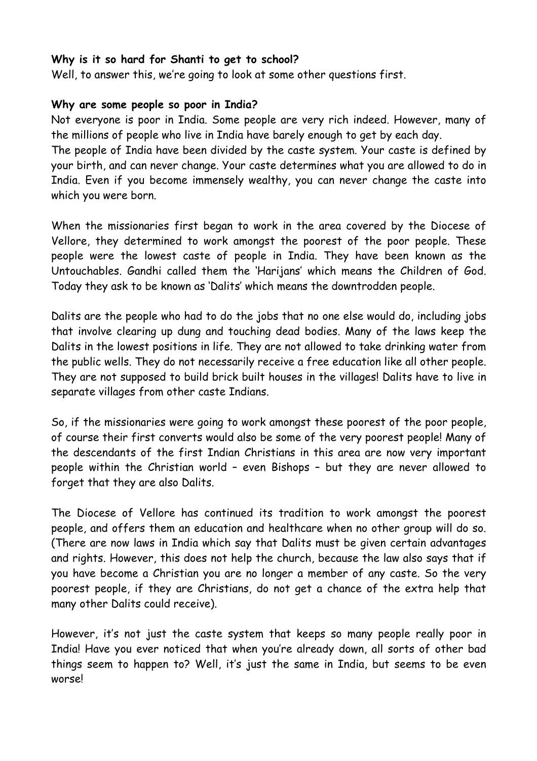**Why is it so hard for Shanti to get to school?**

Well, to answer this, we're going to look at some other questions first.

**Why are some people so poor in India?**

Not everyone is poor in India. Some people are very rich indeed. However, many of the millions of people who live in India have barely enough to get by each day.
The people of India have been divided by the caste system. Your caste is defined by your birth, and can never change. Your caste determines what you are allowed to do in India. Even if you become immensely wealthy, you can never change the caste into which you were born.

When the missionaries first began to work in the area covered by the Diocese of Vellore, they determined to work amongst the poorest of the poor people. These people were the lowest caste of people in India. They have been known as the Untouchables. Gandhi called them the 'Harijans' which means the Children of God. Today they ask to be known as 'Dalits' which means the downtrodden people.

Dalits are the people who had to do the jobs that no one else would do, including jobs that involve clearing up dung and touching dead bodies. Many of the laws keep the Dalits in the lowest positions in life. They are not allowed to take drinking water from the public wells. They do not necessarily receive a free education like all other people. They are not supposed to build brick built houses in the villages! Dalits have to live in separate villages from other caste Indians.

So, if the missionaries were going to work amongst these poorest of the poor people, of course their first converts would also be some of the very poorest people! Many of the descendants of the first Indian Christians in this area are now very important people within the Christian world – even Bishops – but they are never allowed to forget that they are also Dalits.

The Diocese of Vellore has continued its tradition to work amongst the poorest people, and offers them an education and healthcare when no other group will do so. (There are now laws in India which say that Dalits must be given certain advantages and rights. However, this does not help the church, because the law also says that if you have become a Christian you are no longer a member of any caste. So the very poorest people, if they are Christians, do not get a chance of the extra help that many other Dalits could receive).

However, it's not just the caste system that keeps so many people really poor in India! Have you ever noticed that when you're already down, all sorts of other bad things seem to happen to? Well, it's just the same in India, but seems to be even worse!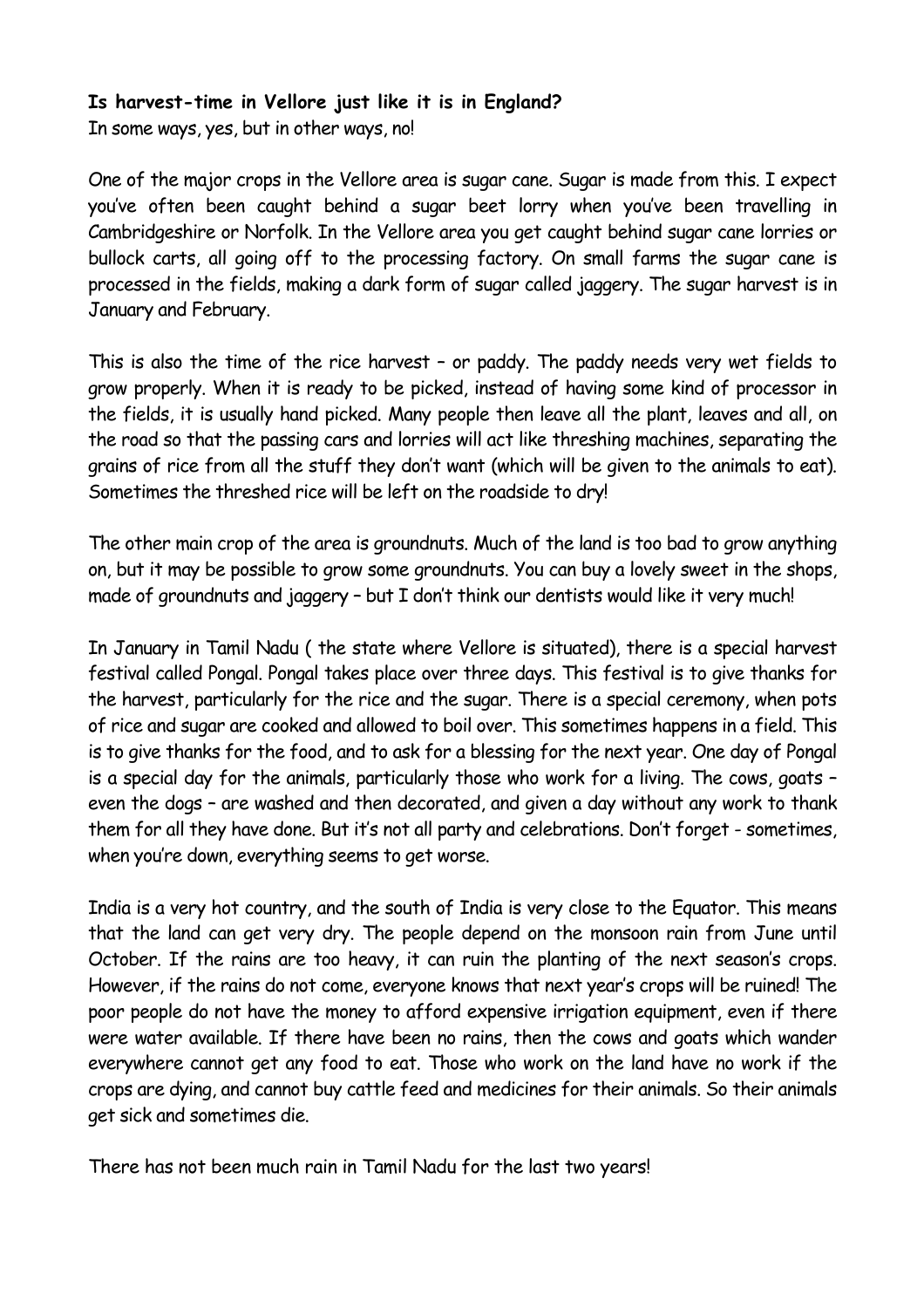**Is harvest-time in Vellore just like it is in England?**
In some ways, yes, but in other ways, no!

One of the major crops in the Vellore area is sugar cane. Sugar is made from this. I expect you've often been caught behind a sugar beet lorry when you've been travelling in Cambridgeshire or Norfolk. In the Vellore area you get caught behind sugar cane lorries or bullock carts, all going off to the processing factory. On small farms the sugar cane is processed in the fields, making a dark form of sugar called jaggery. The sugar harvest is in January and February.

This is also the time of the rice harvest – or paddy. The paddy needs very wet fields to grow properly. When it is ready to be picked, instead of having some kind of processor in the fields, it is usually hand picked. Many people then leave all the plant, leaves and all, on the road so that the passing cars and lorries will act like threshing machines, separating the grains of rice from all the stuff they don't want (which will be given to the animals to eat). Sometimes the threshed rice will be left on the roadside to dry!

The other main crop of the area is groundnuts. Much of the land is too bad to grow anything on, but it may be possible to grow some groundnuts. You can buy a lovely sweet in the shops, made of groundnuts and jaggery – but I don't think our dentists would like it very much!

In January in Tamil Nadu ( the state where Vellore is situated), there is a special harvest festival called Pongal. Pongal takes place over three days. This festival is to give thanks for the harvest, particularly for the rice and the sugar. There is a special ceremony, when pots of rice and sugar are cooked and allowed to boil over. This sometimes happens in a field. This is to give thanks for the food, and to ask for a blessing for the next year. One day of Pongal is a special day for the animals, particularly those who work for a living. The cows, goats – even the dogs – are washed and then decorated, and given a day without any work to thank them for all they have done. But it's not all party and celebrations. Don't forget - sometimes, when you're down, everything seems to get worse.

India is a very hot country, and the south of India is very close to the Equator. This means that the land can get very dry. The people depend on the monsoon rain from June until October. If the rains are too heavy, it can ruin the planting of the next season's crops. However, if the rains do not come, everyone knows that next year's crops will be ruined! The poor people do not have the money to afford expensive irrigation equipment, even if there were water available. If there have been no rains, then the cows and goats which wander everywhere cannot get any food to eat. Those who work on the land have no work if the crops are dying, and cannot buy cattle feed and medicines for their animals. So their animals get sick and sometimes die.

There has not been much rain in Tamil Nadu for the last two years!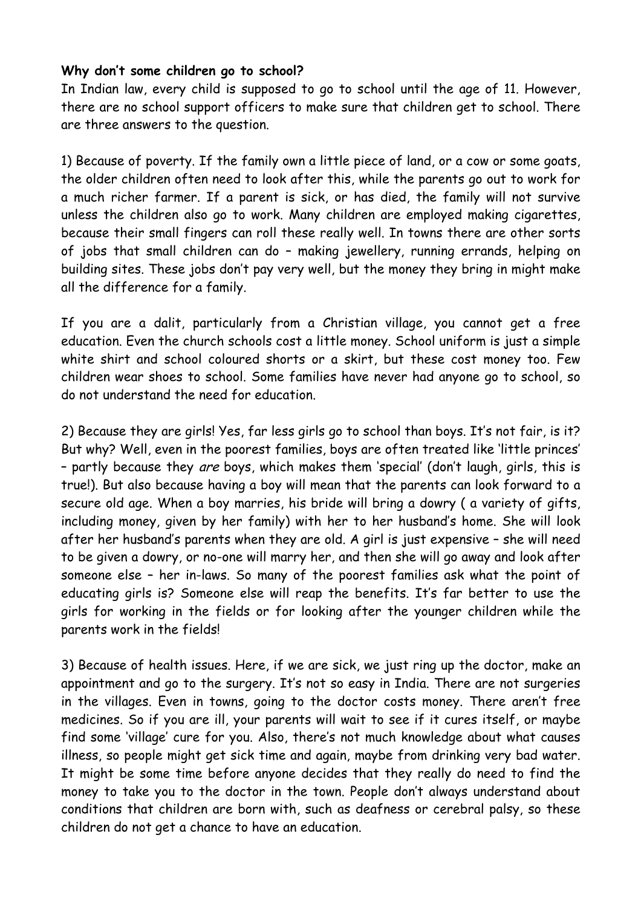**Why don't some children go to school?**

In Indian law, every child is supposed to go to school until the age of 11. However, there are no school support officers to make sure that children get to school. There are three answers to the question.

1) Because of poverty. If the family own a little piece of land, or a cow or some goats, the older children often need to look after this, while the parents go out to work for a much richer farmer. If a parent is sick, or has died, the family will not survive unless the children also go to work. Many children are employed making cigarettes, because their small fingers can roll these really well. In towns there are other sorts of jobs that small children can do – making jewellery, running errands, helping on building sites. These jobs don't pay very well, but the money they bring in might make all the difference for a family.

If you are a dalit, particularly from a Christian village, you cannot get a free education. Even the church schools cost a little money. School uniform is just a simple white shirt and school coloured shorts or a skirt, but these cost money too. Few children wear shoes to school. Some families have never had anyone go to school, so do not understand the need for education.

2) Because they are girls! Yes, far less girls go to school than boys. It's not fair, is it? But why? Well, even in the poorest families, boys are often treated like 'little princes' – partly because they *are* boys, which makes them 'special' (don't laugh, girls, this is true!). But also because having a boy will mean that the parents can look forward to a secure old age. When a boy marries, his bride will bring a dowry ( a variety of gifts, including money, given by her family) with her to her husband's home. She will look after her husband's parents when they are old. A girl is just expensive – she will need to be given a dowry, or no-one will marry her, and then she will go away and look after someone else – her in-laws. So many of the poorest families ask what the point of educating girls is? Someone else will reap the benefits. It's far better to use the girls for working in the fields or for looking after the younger children while the parents work in the fields!

3) Because of health issues. Here, if we are sick, we just ring up the doctor, make an appointment and go to the surgery. It's not so easy in India. There are not surgeries in the villages. Even in towns, going to the doctor costs money. There aren't free medicines. So if you are ill, your parents will wait to see if it cures itself, or maybe find some 'village' cure for you. Also, there's not much knowledge about what causes illness, so people might get sick time and again, maybe from drinking very bad water. It might be some time before anyone decides that they really do need to find the money to take you to the doctor in the town. People don't always understand about conditions that children are born with, such as deafness or cerebral palsy, so these children do not get a chance to have an education.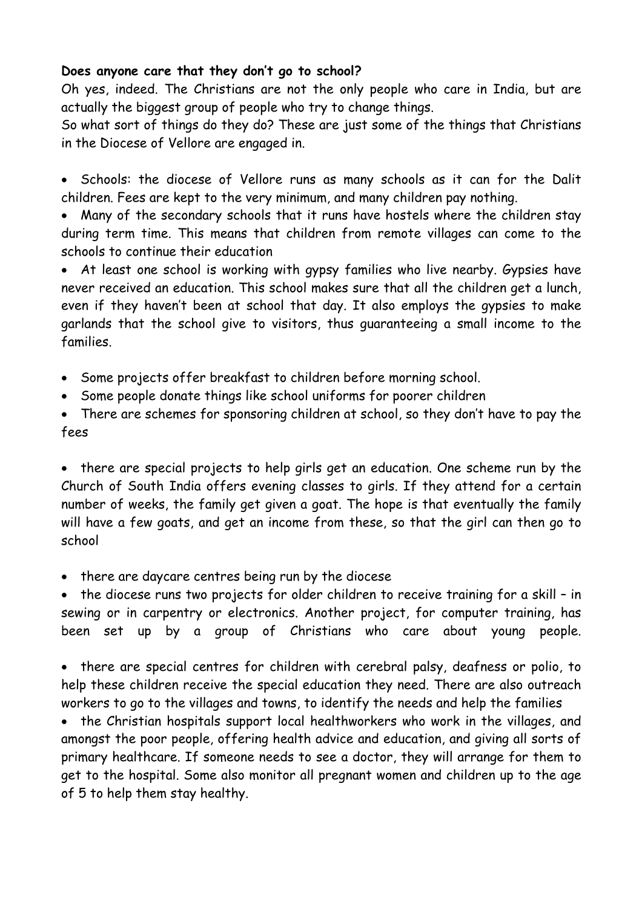**Does anyone care that they don't go to school?**

Oh yes, indeed. The Christians are not the only people who care in India, but are actually the biggest group of people who try to change things.

So what sort of things do they do? These are just some of the things that Christians in the Diocese of Vellore are engaged in.

- Schools: the diocese of Vellore runs as many schools as it can for the Dalit children. Fees are kept to the very minimum, and many children pay nothing.
- Many of the secondary schools that it runs have hostels where the children stay during term time. This means that children from remote villages can come to the schools to continue their education
- At least one school is working with gypsy families who live nearby. Gypsies have never received an education. This school makes sure that all the children get a lunch, even if they haven't been at school that day. It also employs the gypsies to make garlands that the school give to visitors, thus guaranteeing a small income to the families.

- Some projects offer breakfast to children before morning school.
- Some people donate things like school uniforms for poorer children
- There are schemes for sponsoring children at school, so they don't have to pay the fees

- there are special projects to help girls get an education. One scheme run by the Church of South India offers evening classes to girls. If they attend for a certain number of weeks, the family get given a goat. The hope is that eventually the family will have a few goats, and get an income from these, so that the girl can then go to school

- there are daycare centres being run by the diocese
- the diocese runs two projects for older children to receive training for a skill – in sewing or in carpentry or electronics. Another project, for computer training, has been set up by a group of Christians who care about young people.

- there are special centres for children with cerebral palsy, deafness or polio, to help these children receive the special education they need. There are also outreach workers to go to the villages and towns, to identify the needs and help the families
- the Christian hospitals support local healthworkers who work in the villages, and amongst the poor people, offering health advice and education, and giving all sorts of primary healthcare. If someone needs to see a doctor, they will arrange for them to get to the hospital. Some also monitor all pregnant women and children up to the age of 5 to help them stay healthy.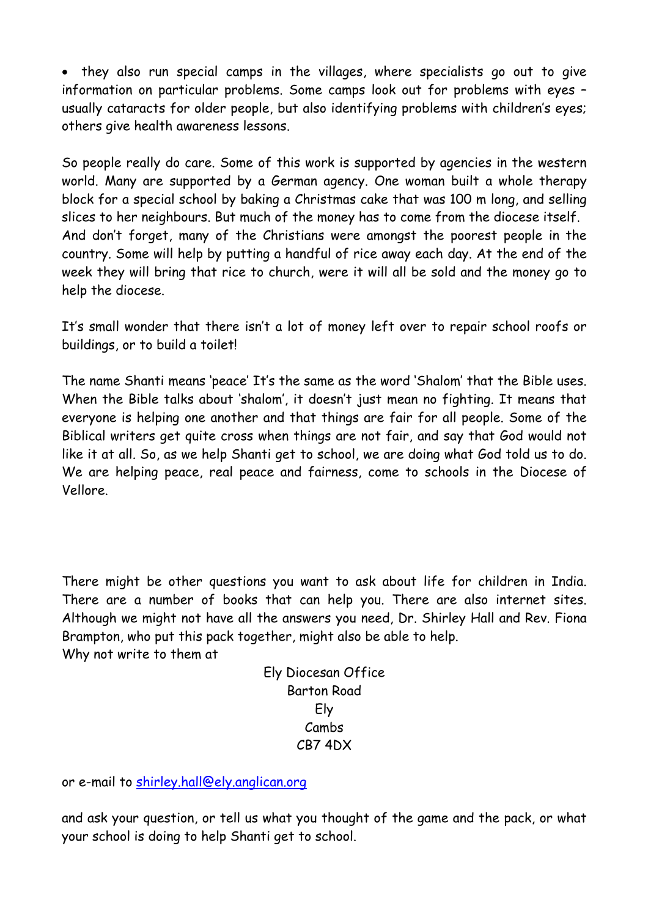- they also run special camps in the villages, where specialists go out to give information on particular problems. Some camps look out for problems with eyes – usually cataracts for older people, but also identifying problems with children's eyes; others give health awareness lessons.

So people really do care. Some of this work is supported by agencies in the western world. Many are supported by a German agency. One woman built a whole therapy block for a special school by baking a Christmas cake that was 100 m long, and selling slices to her neighbours. But much of the money has to come from the diocese itself. And don't forget, many of the Christians were amongst the poorest people in the country. Some will help by putting a handful of rice away each day. At the end of the week they will bring that rice to church, were it will all be sold and the money go to help the diocese.

It's small wonder that there isn't a lot of money left over to repair school roofs or buildings, or to build a toilet!

The name Shanti means 'peace' It's the same as the word 'Shalom' that the Bible uses. When the Bible talks about 'shalom', it doesn't just mean no fighting. It means that everyone is helping one another and that things are fair for all people. Some of the Biblical writers get quite cross when things are not fair, and say that God would not like it at all. So, as we help Shanti get to school, we are doing what God told us to do. We are helping peace, real peace and fairness, come to schools in the Diocese of Vellore.

There might be other questions you want to ask about life for children in India. There are a number of books that can help you. There are also internet sites. Although we might not have all the answers you need, Dr. Shirley Hall and Rev. Fiona Brampton, who put this pack together, might also be able to help.
Why not write to them at

Ely Diocesan Office
Barton Road
Ely
Cambs
CB7 4DX

or e-mail to shirley.hall@ely.anglican.org

and ask your question, or tell us what you thought of the game and the pack, or what your school is doing to help Shanti get to school.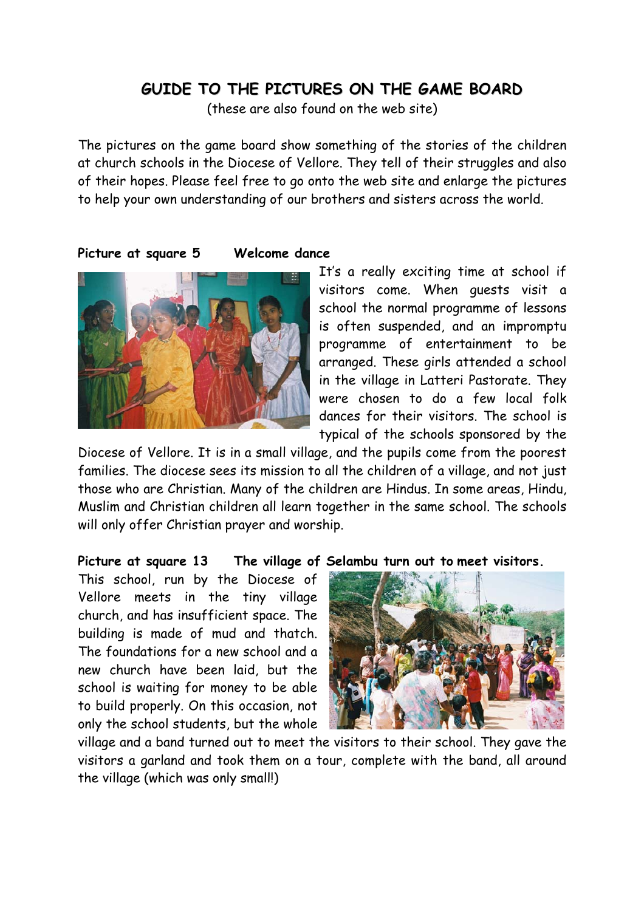# GUIDE TO THE PICTURES ON THE GAME BOARD

(these are also found on the web site)

The pictures on the game board show something of the stories of the children at church schools in the Diocese of Vellore. They tell of their struggles and also of their hopes. Please feel free to go onto the web site and enlarge the pictures to help your own understanding of our brothers and sisters across the world.

**Picture at square 5 Welcome dance**

It's a really exciting time at school if visitors come. When guests visit a school the normal programme of lessons is often suspended, and an impromptu programme of entertainment to be arranged. These girls attended a school in the village in Latteri Pastorate. They were chosen to do a few local folk dances for their visitors. The school is typical of the schools sponsored by the Diocese of Vellore. It is in a small village, and the pupils come from the poorest families. The diocese sees its mission to all the children of a village, and not just those who are Christian. Many of the children are Hindus. In some areas, Hindu, Muslim and Christian children all learn together in the same school. The schools will only offer Christian prayer and worship.

**Picture at square 13 The village of Selambu turn out to meet visitors.**

This school, run by the Diocese of Vellore meets in the tiny village church, and has insufficient space. The building is made of mud and thatch. The foundations for a new school and a new church have been laid, but the school is waiting for money to be able to build properly. On this occasion, not only the school students, but the whole village and a band turned out to meet the visitors to their school. They gave the visitors a garland and took them on a tour, complete with the band, all around the village (which was only small!)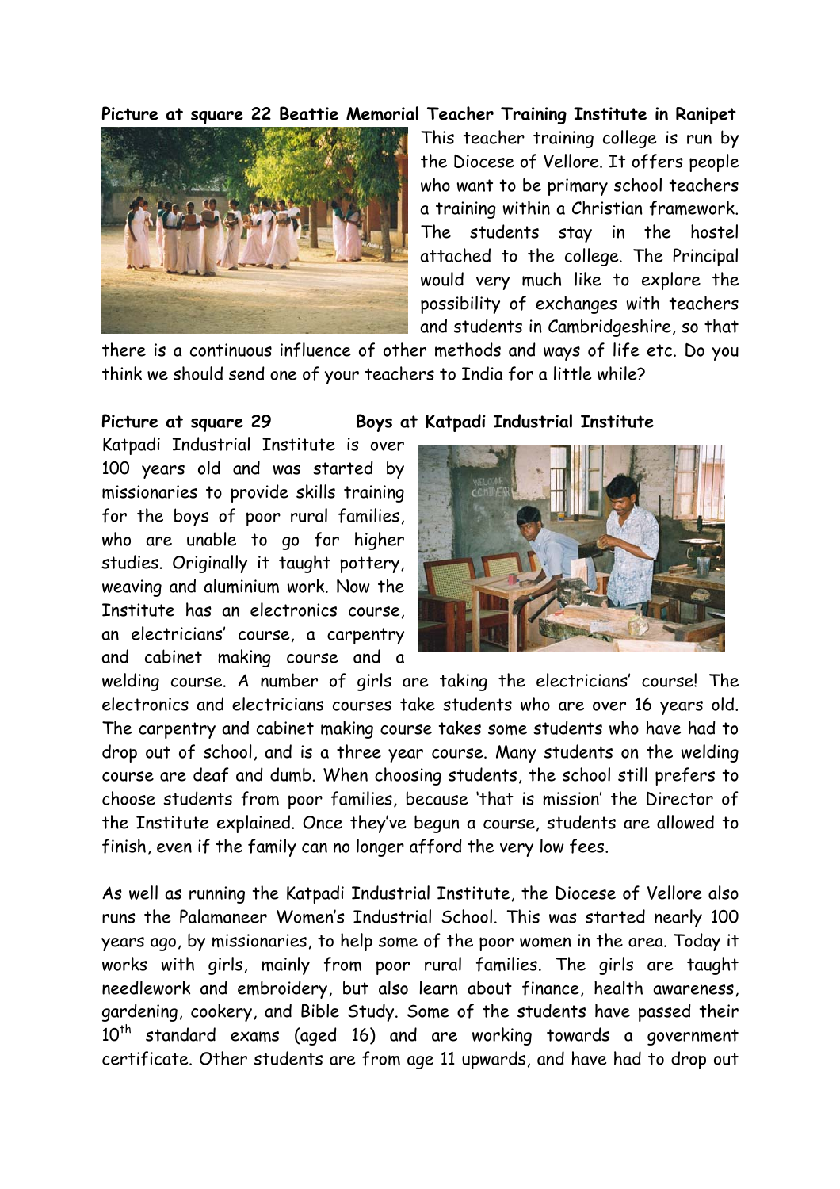**Picture at square 22 Beattie Memorial Teacher Training Institute in Ranipet**

This teacher training college is run by the Diocese of Vellore. It offers people who want to be primary school teachers a training within a Christian framework. The students stay in the hostel attached to the college. The Principal would very much like to explore the possibility of exchanges with teachers and students in Cambridgeshire, so that there is a continuous influence of other methods and ways of life etc. Do you think we should send one of your teachers to India for a little while?

**Picture at square 29 Boys at Katpadi Industrial Institute**

Katpadi Industrial Institute is over 100 years old and was started by missionaries to provide skills training for the boys of poor rural families, who are unable to go for higher studies. Originally it taught pottery, weaving and aluminium work. Now the Institute has an electronics course, an electricians' course, a carpentry and cabinet making course and a welding course. A number of girls are taking the electricians' course! The electronics and electricians courses take students who are over 16 years old. The carpentry and cabinet making course takes some students who have had to drop out of school, and is a three year course. Many students on the welding course are deaf and dumb. When choosing students, the school still prefers to choose students from poor families, because 'that is mission' the Director of the Institute explained. Once they've begun a course, students are allowed to finish, even if the family can no longer afford the very low fees.

As well as running the Katpadi Industrial Institute, the Diocese of Vellore also runs the Palamaneer Women's Industrial School. This was started nearly 100 years ago, by missionaries, to help some of the poor women in the area. Today it works with girls, mainly from poor rural families. The girls are taught needlework and embroidery, but also learn about finance, health awareness, gardening, cookery, and Bible Study. Some of the students have passed their 10th standard exams (aged 16) and are working towards a government certificate. Other students are from age 11 upwards, and have had to drop out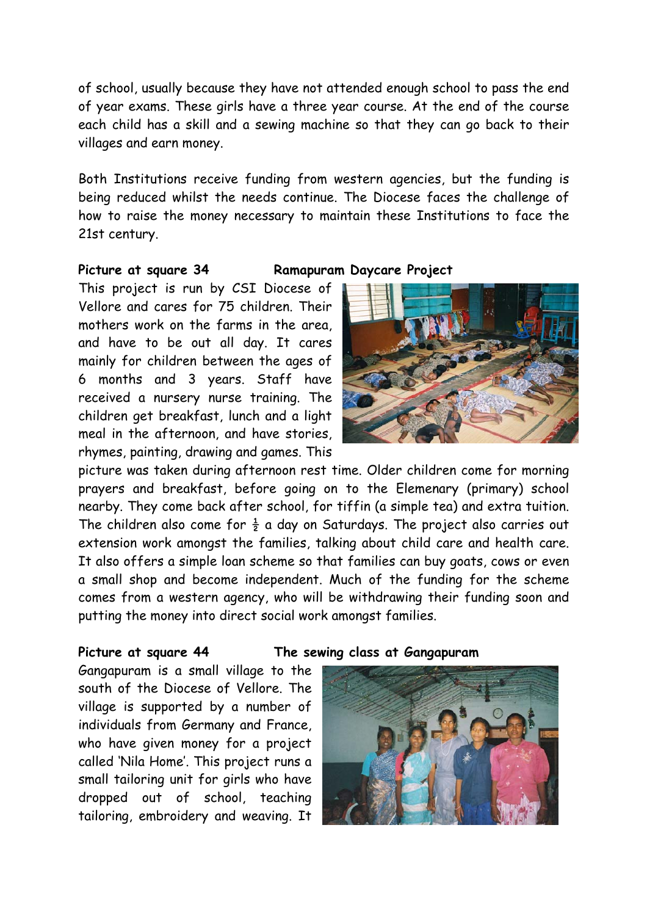of school, usually because they have not attended enough school to pass the end of year exams. These girls have a three year course. At the end of the course each child has a skill and a sewing machine so that they can go back to their villages and earn money.

Both Institutions receive funding from western agencies, but the funding is being reduced whilst the needs continue. The Diocese faces the challenge of how to raise the money necessary to maintain these Institutions to face the 21st century.

**Picture at square 34 Ramapuram Daycare Project**

This project is run by CSI Diocese of Vellore and cares for 75 children. Their mothers work on the farms in the area, and have to be out all day. It cares mainly for children between the ages of 6 months and 3 years. Staff have received a nursery nurse training. The children get breakfast, lunch and a light meal in the afternoon, and have stories, rhymes, painting, drawing and games. This picture was taken during afternoon rest time. Older children come for morning prayers and breakfast, before going on to the Elemenary (primary) school nearby. They come back after school, for tiffin (a simple tea) and extra tuition. The children also come for ½ a day on Saturdays. The project also carries out extension work amongst the families, talking about child care and health care. It also offers a simple loan scheme so that families can buy goats, cows or even a small shop and become independent. Much of the funding for the scheme comes from a western agency, who will be withdrawing their funding soon and putting the money into direct social work amongst families.

**Picture at square 44 The sewing class at Gangapuram**

Gangapuram is a small village to the south of the Diocese of Vellore. The village is supported by a number of individuals from Germany and France, who have given money for a project called 'Nila Home'. This project runs a small tailoring unit for girls who have dropped out of school, teaching tailoring, embroidery and weaving. It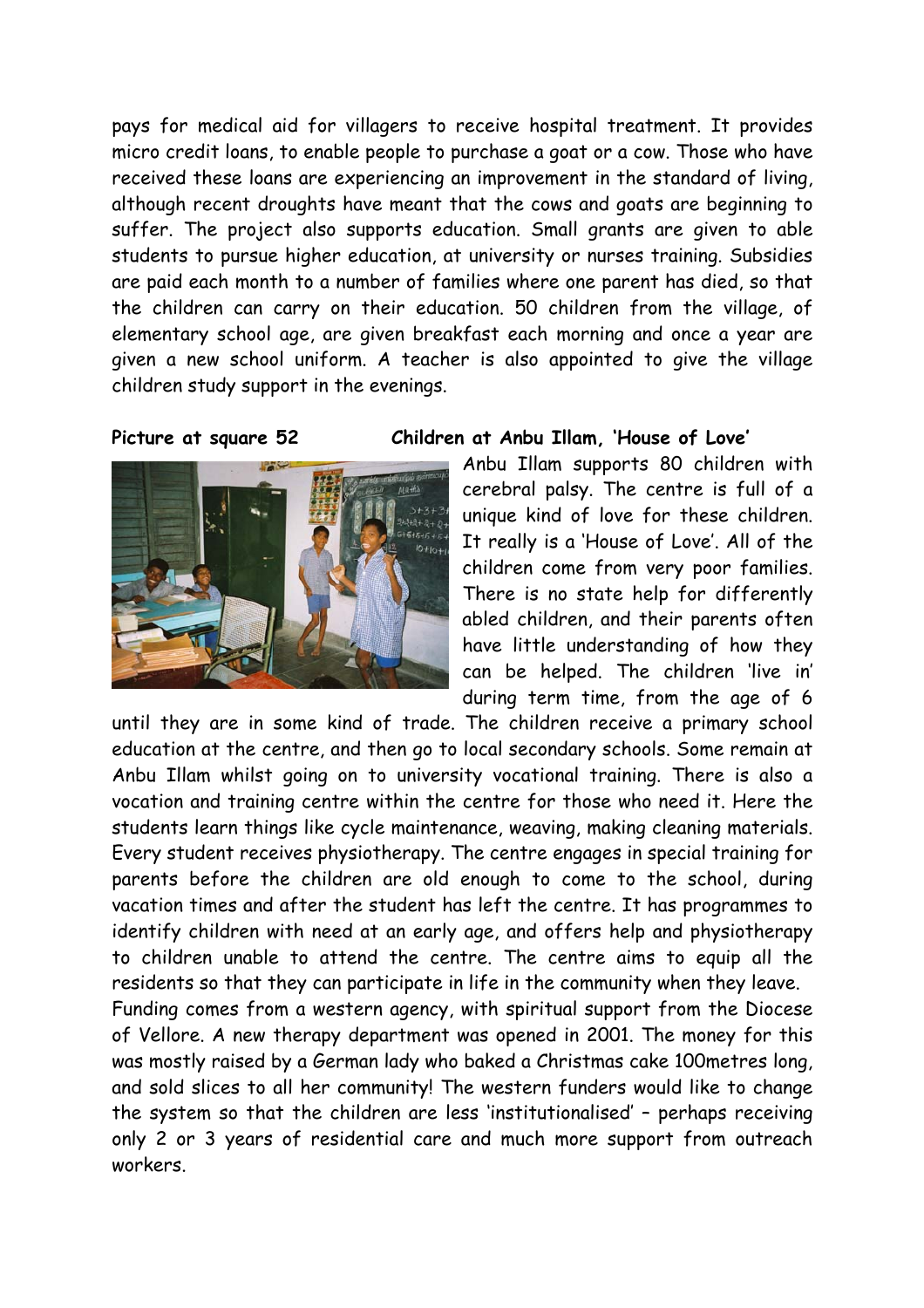pays for medical aid for villagers to receive hospital treatment. It provides micro credit loans, to enable people to purchase a goat or a cow. Those who have received these loans are experiencing an improvement in the standard of living, although recent droughts have meant that the cows and goats are beginning to suffer. The project also supports education. Small grants are given to able students to pursue higher education, at university or nurses training. Subsidies are paid each month to a number of families where one parent has died, so that the children can carry on their education. 50 children from the village, of elementary school age, are given breakfast each morning and once a year are given a new school uniform. A teacher is also appointed to give the village children study support in the evenings.

**Picture at square 52** **Children at Anbu Illam, 'House of Love'**

Anbu Illam supports 80 children with cerebral palsy. The centre is full of a unique kind of love for these children. It really is a 'House of Love'. All of the children come from very poor families. There is no state help for differently abled children, and their parents often have little understanding of how they can be helped. The children 'live in' during term time, from the age of 6 until they are in some kind of trade. The children receive a primary school education at the centre, and then go to local secondary schools. Some remain at Anbu Illam whilst going on to university vocational training. There is also a vocation and training centre within the centre for those who need it. Here the students learn things like cycle maintenance, weaving, making cleaning materials. Every student receives physiotherapy. The centre engages in special training for parents before the children are old enough to come to the school, during vacation times and after the student has left the centre. It has programmes to identify children with need at an early age, and offers help and physiotherapy to children unable to attend the centre. The centre aims to equip all the residents so that they can participate in life in the community when they leave.
Funding comes from a western agency, with spiritual support from the Diocese of Vellore. A new therapy department was opened in 2001. The money for this was mostly raised by a German lady who baked a Christmas cake 100metres long, and sold slices to all her community! The western funders would like to change the system so that the children are less 'institutionalised' – perhaps receiving only 2 or 3 years of residential care and much more support from outreach workers.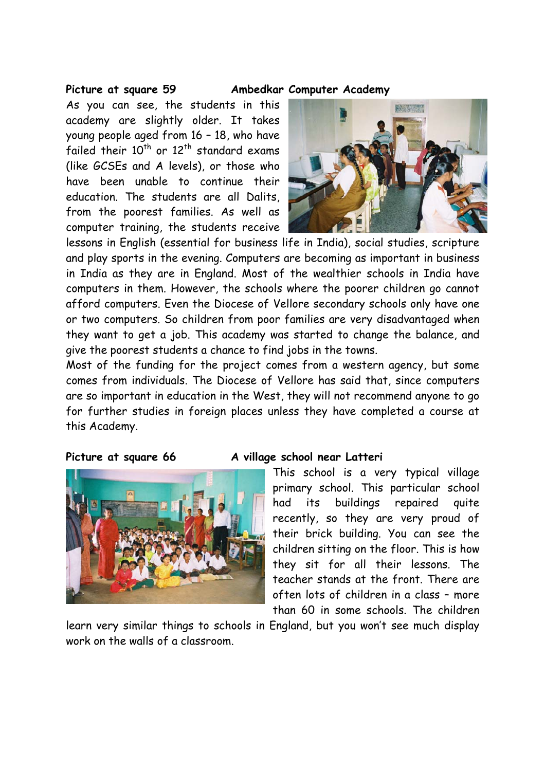**Picture at square 59** **Ambedkar Computer Academy**

As you can see, the students in this academy are slightly older. It takes young people aged from 16 – 18, who have failed their 10th or 12th standard exams (like GCSEs and A levels), or those who have been unable to continue their education. The students are all Dalits, from the poorest families. As well as computer training, the students receive lessons in English (essential for business life in India), social studies, scripture and play sports in the evening. Computers are becoming as important in business in India as they are in England. Most of the wealthier schools in India have computers in them. However, the schools where the poorer children go cannot afford computers. Even the Diocese of Vellore secondary schools only have one or two computers. So children from poor families are very disadvantaged when they want to get a job. This academy was started to change the balance, and give the poorest students a chance to find jobs in the towns.

Most of the funding for the project comes from a western agency, but some comes from individuals. The Diocese of Vellore has said that, since computers are so important in education in the West, they will not recommend anyone to go for further studies in foreign places unless they have completed a course at this Academy.

**Picture at square 66** **A village school near Latteri**

This school is a very typical village primary school. This particular school had its buildings repaired quite recently, so they are very proud of their brick building. You can see the children sitting on the floor. This is how they sit for all their lessons. The teacher stands at the front. There are often lots of children in a class – more than 60 in some schools. The children learn very similar things to schools in England, but you won't see much display work on the walls of a classroom.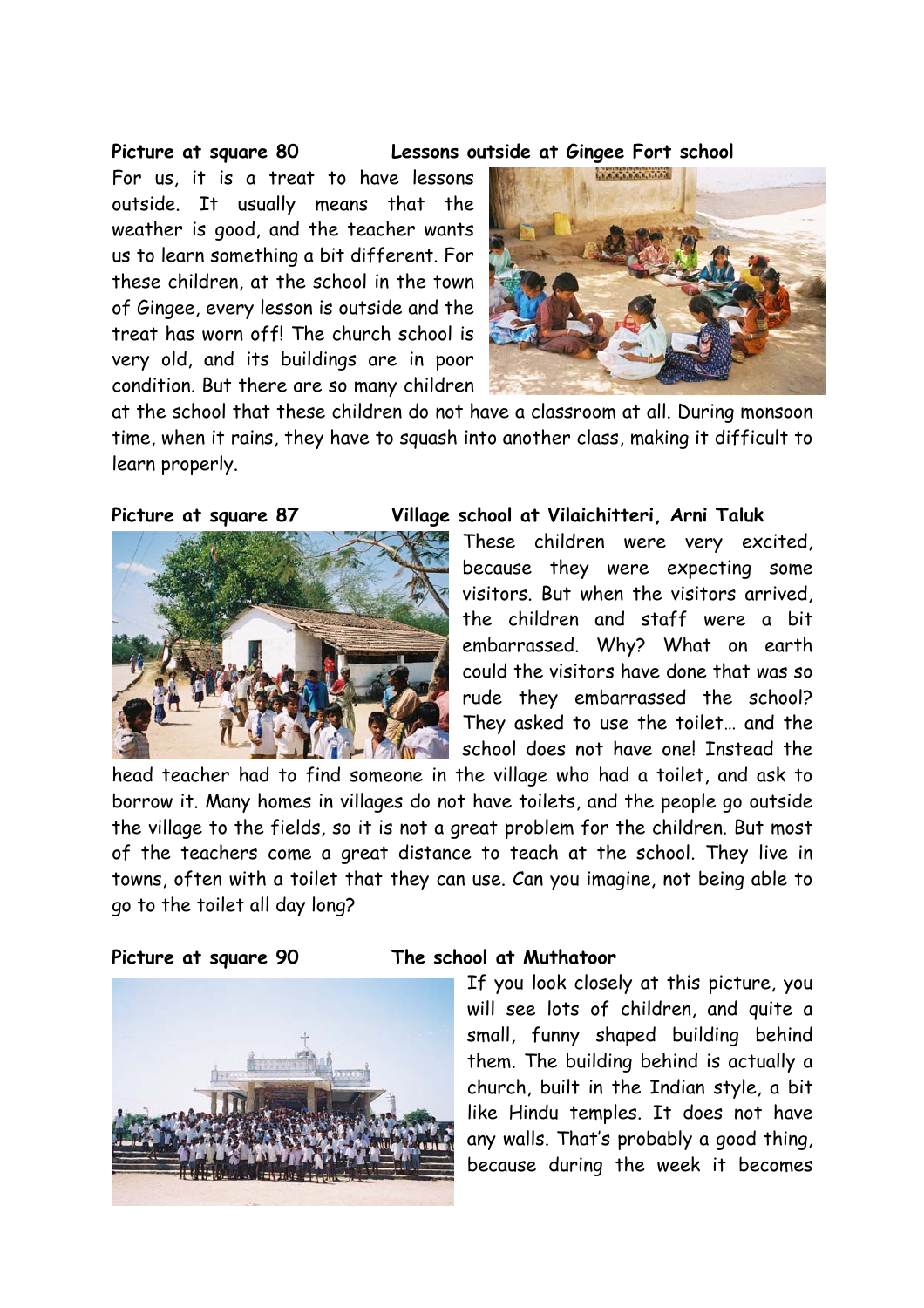**Picture at square 80** **Lessons outside at Gingee Fort school**

For us, it is a treat to have lessons outside. It usually means that the weather is good, and the teacher wants us to learn something a bit different. For these children, at the school in the town of Gingee, every lesson is outside and the treat has worn off! The church school is very old, and its buildings are in poor condition. But there are so many children at the school that these children do not have a classroom at all. During monsoon time, when it rains, they have to squash into another class, making it difficult to learn properly.

**Picture at square 87** **Village school at Vilaichitteri, Arni Taluk**

These children were very excited, because they were expecting some visitors. But when the visitors arrived, the children and staff were a bit embarrassed. Why? What on earth could the visitors have done that was so rude they embarrassed the school? They asked to use the toilet… and the school does not have one! Instead the head teacher had to find someone in the village who had a toilet, and ask to borrow it. Many homes in villages do not have toilets, and the people go outside the village to the fields, so it is not a great problem for the children. But most of the teachers come a great distance to teach at the school. They live in towns, often with a toilet that they can use. Can you imagine, not being able to go to the toilet all day long?

**Picture at square 90** **The school at Muthatoor**

If you look closely at this picture, you will see lots of children, and quite a small, funny shaped building behind them. The building behind is actually a church, built in the Indian style, a bit like Hindu temples. It does not have any walls. That's probably a good thing, because during the week it becomes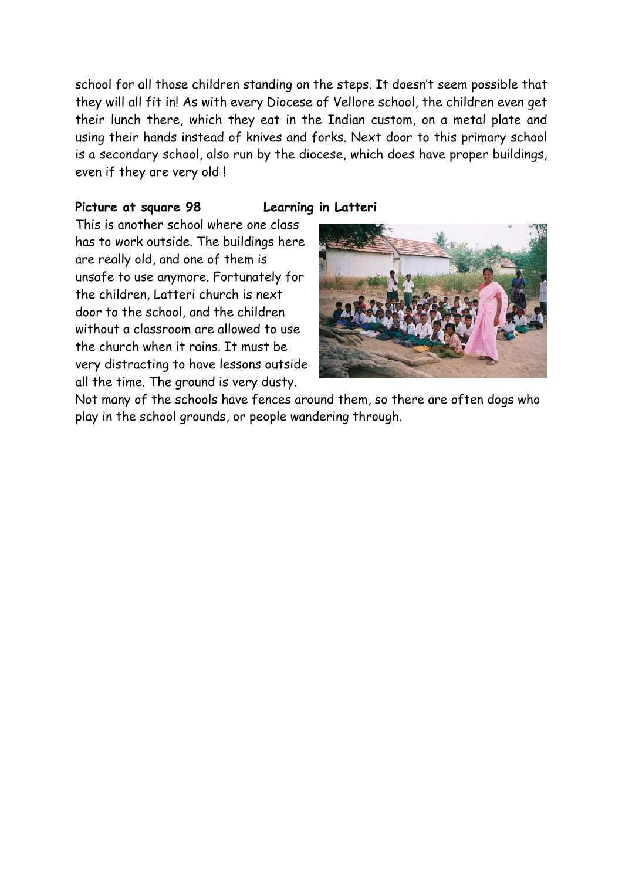school for all those children standing on the steps. It doesn't seem possible that they will all fit in! As with every Diocese of Vellore school, the children even get their lunch there, which they eat in the Indian custom, on a metal plate and using their hands instead of knives and forks. Next door to this primary school is a secondary school, also run by the diocese, which does have proper buildings, even if they are very old !

**Picture at square 98** **Learning in Latteri**

This is another school where one class has to work outside. The buildings here are really old, and one of them is unsafe to use anymore. Fortunately for the children, Latteri church is next door to the school, and the children without a classroom are allowed to use the church when it rains. It must be very distracting to have lessons outside all the time. The ground is very dusty. Not many of the schools have fences around them, so there are often dogs who play in the school grounds, or people wandering through.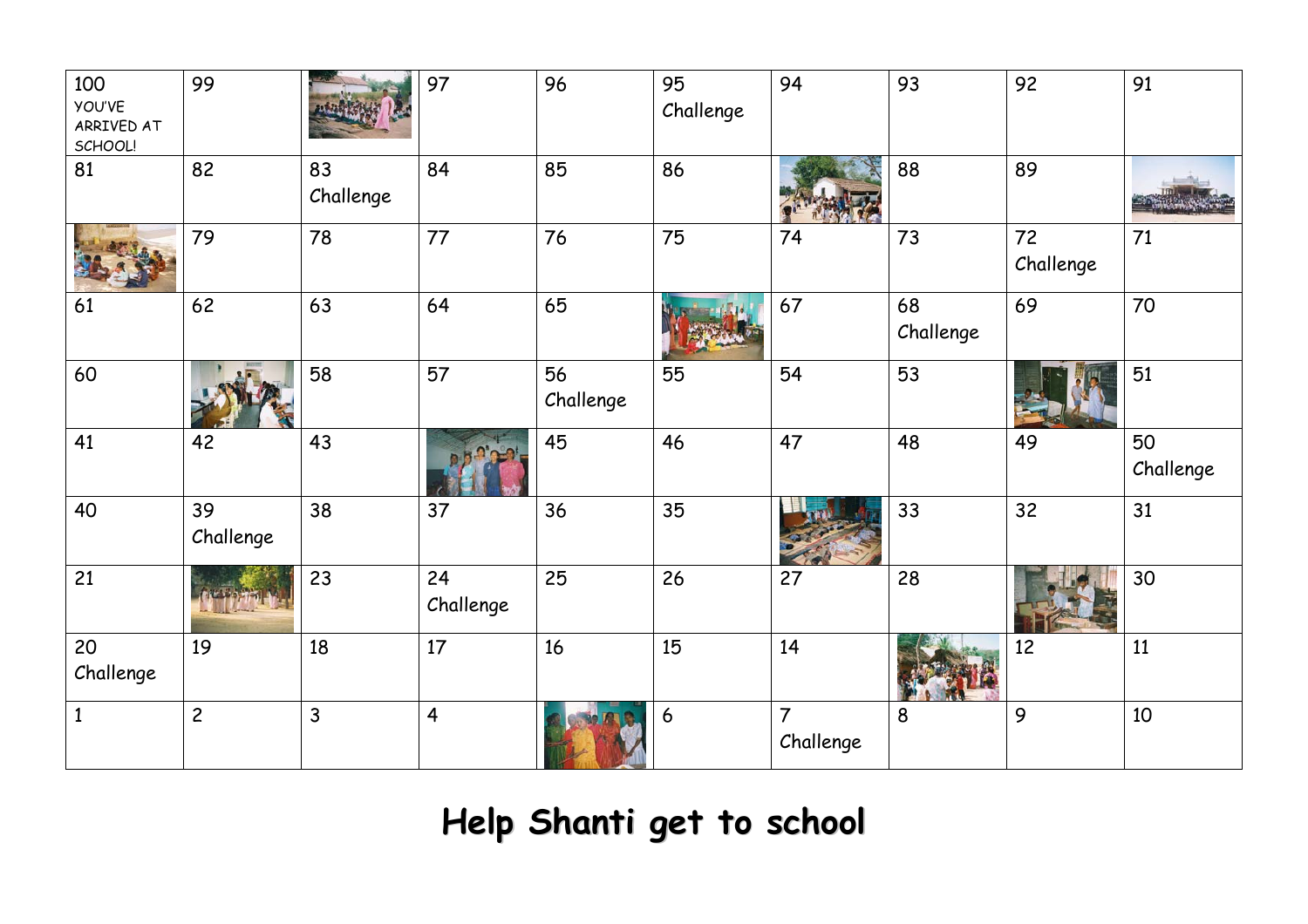| | | | | | | | | | |
|---|---|---|---|---|---|---|---|---|---|
| 100 YOU'VE ARRIVED AT SCHOOL! | 99 | | 97 | 96 | 95 Challenge | 94 | 93 | 92 | 91 |
| 81 | 82 | 83 Challenge | 84 | 85 | 86 | | 88 | 89 | |
| | 79 | 78 | 77 | 76 | 75 | 74 | 73 | 72 Challenge | 71 |
| 61 | 62 | 63 | 64 | 65 | | 67 | 68 Challenge | 69 | 70 |
| 60 | | 58 | 57 | 56 Challenge | 55 | 54 | 53 | | 51 |
| 41 | 42 | 43 | | 45 | 46 | 47 | 48 | 49 | 50 Challenge |
| 40 | 39 Challenge | 38 | 37 | 36 | 35 | | 33 | 32 | 31 |
| 21 | | 23 | 24 Challenge | 25 | 26 | 27 | 28 | | 30 |
| 20 Challenge | 19 | 18 | 17 | 16 | 15 | 14 | | 12 | 11 |
| 1 | 2 | 3 | 4 | | 6 | 7 Challenge | 8 | 9 | 10 |

# Help Shanti get to school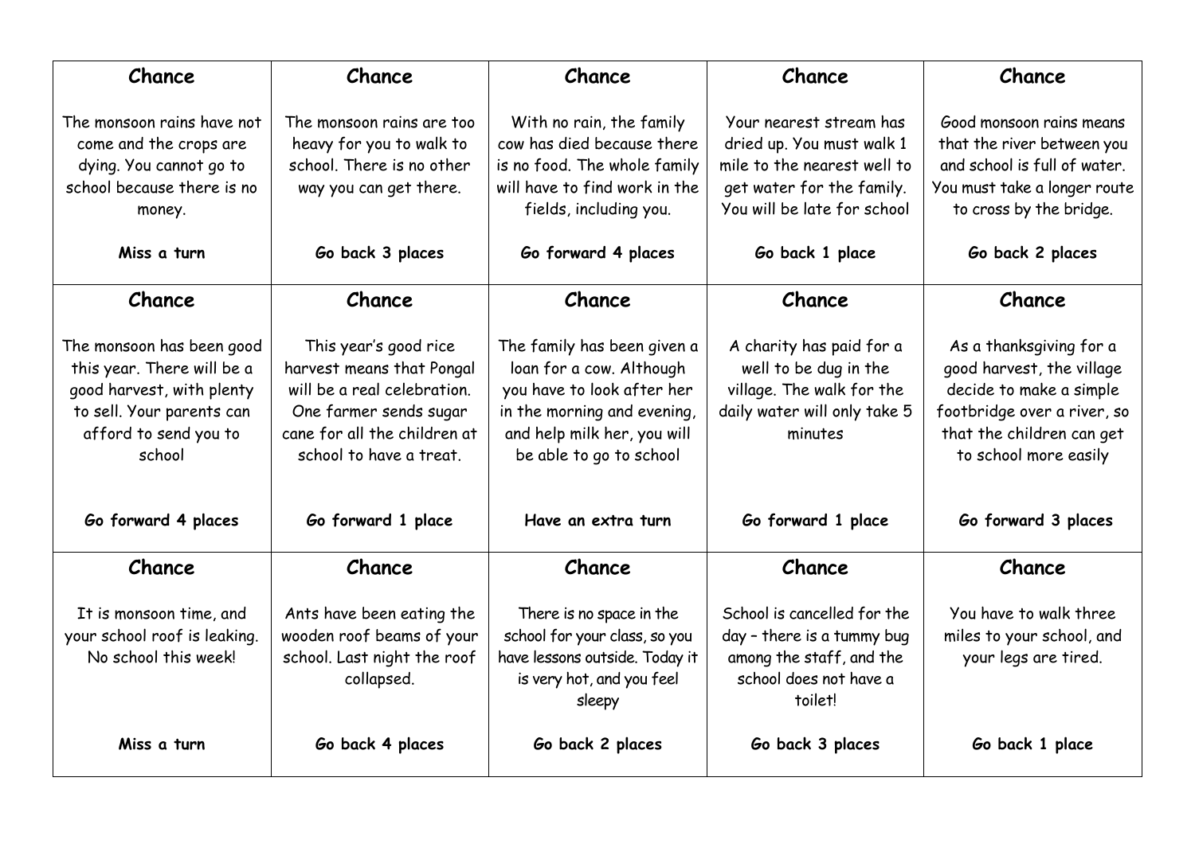| Chance | Chance | Chance | Chance | Chance |
| --- | --- | --- | --- | --- |
| The monsoon rains have not come and the crops are dying. You cannot go to school because there is no money.<br><br>**Miss a turn** | The monsoon rains are too heavy for you to walk to school. There is no other way you can get there.<br><br>**Go back 3 places** | With no rain, the family cow has died because there is no food. The whole family will have to find work in the fields, including you.<br><br>**Go forward 4 places** | Your nearest stream has dried up. You must walk 1 mile to the nearest well to get water for the family. You will be late for school<br><br>**Go back 1 place** | Good monsoon rains means that the river between you and school is full of water. You must take a longer route to cross by the bridge.<br><br>**Go back 2 places** |
| **Chance**<br><br>The monsoon has been good this year. There will be a good harvest, with plenty to sell. Your parents can afford to send you to school<br><br>**Go forward 4 places** | **Chance**<br><br>This year's good rice harvest means that Pongal will be a real celebration. One farmer sends sugar cane for all the children at school to have a treat.<br><br>**Go forward 1 place** | **Chance**<br><br>The family has been given a loan for a cow. Although you have to look after her in the morning and evening, and help milk her, you will be able to go to school<br><br>**Have an extra turn** | **Chance**<br><br>A charity has paid for a well to be dug in the village. The walk for the daily water will only take 5 minutes<br><br>**Go forward 1 place** | **Chance**<br><br>As a thanksgiving for a good harvest, the village decide to make a simple footbridge over a river, so that the children can get to school more easily<br><br>**Go forward 3 places** |
| **Chance**<br><br>It is monsoon time, and your school roof is leaking. No school this week!<br><br>**Miss a turn** | **Chance**<br><br>Ants have been eating the wooden roof beams of your school. Last night the roof collapsed.<br><br>**Go back 4 places** | **Chance**<br><br>There is no space in the school for your class, so you have lessons outside. Today it is very hot, and you feel sleepy<br><br>**Go back 2 places** | **Chance**<br><br>School is cancelled for the day – there is a tummy bug among the staff, and the school does not have a toilet!<br><br>**Go back 3 places** | **Chance**<br><br>You have to walk three miles to your school, and your legs are tired.<br><br>**Go back 1 place** |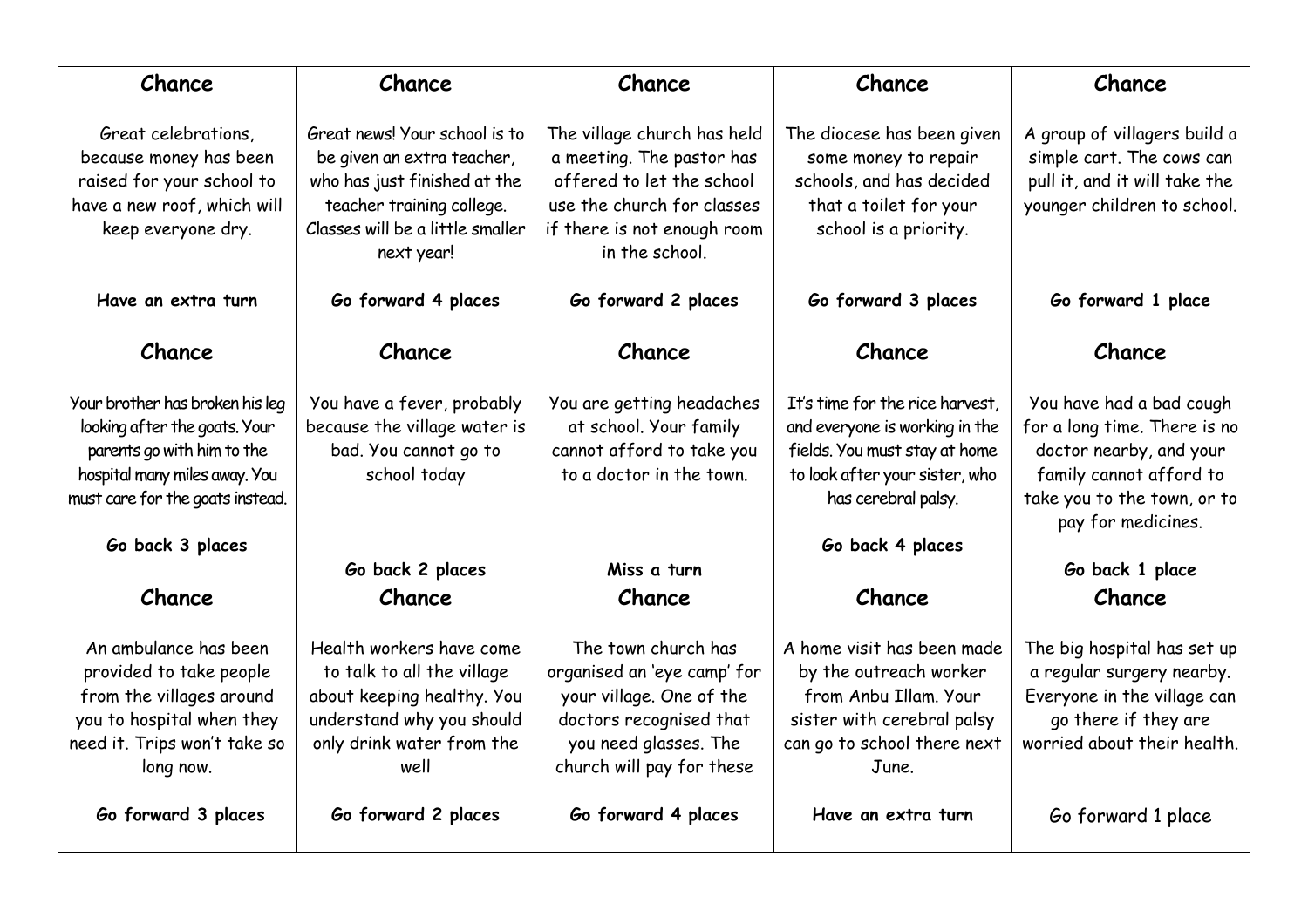| Chance | Chance | Chance | Chance | Chance |
|---|---|---|---|---|
| Great celebrations, because money has been raised for your school to have a new roof, which will keep everyone dry.<br><br>**Have an extra turn** | Great news! Your school is to be given an extra teacher, who has just finished at the teacher training college. Classes will be a little smaller next year!<br><br>**Go forward 4 places** | The village church has held a meeting. The pastor has offered to let the school use the church for classes if there is not enough room in the school.<br><br>**Go forward 2 places** | The diocese has been given some money to repair schools, and has decided that a toilet for your school is a priority.<br><br>**Go forward 3 places** | A group of villagers build a simple cart. The cows can pull it, and it will take the younger children to school.<br><br>**Go forward 1 place** |
| **Chance** | **Chance** | **Chance** | **Chance** | **Chance** |
| Your brother has broken his leg looking after the goats. Your parents go with him to the hospital many miles away. You must care for the goats instead.<br><br>**Go back 3 places** | You have a fever, probably because the village water is bad. You cannot go to school today<br><br>**Go back 2 places** | You are getting headaches at school. Your family cannot afford to take you to a doctor in the town.<br><br>**Miss a turn** | It's time for the rice harvest, and everyone is working in the fields. You must stay at home to look after your sister, who has cerebral palsy.<br><br>**Go back 4 places** | You have had a bad cough for a long time. There is no doctor nearby, and your family cannot afford to take you to the town, or to pay for medicines.<br><br>**Go back 1 place** |
| **Chance** | **Chance** | **Chance** | **Chance** | **Chance** |
| An ambulance has been provided to take people from the villages around you to hospital when they need it. Trips won't take so long now.<br><br>**Go forward 3 places** | Health workers have come to talk to all the village about keeping healthy. You understand why you should only drink water from the well<br><br>**Go forward 2 places** | The town church has organised an 'eye camp' for your village. One of the doctors recognised that you need glasses. The church will pay for these<br><br>**Go forward 4 places** | A home visit has been made by the outreach worker from Anbu Illam. Your sister with cerebral palsy can go to school there next June.<br><br>**Have an extra turn** | The big hospital has set up a regular surgery nearby. Everyone in the village can go there if they are worried about their health.<br><br>Go forward 1 place |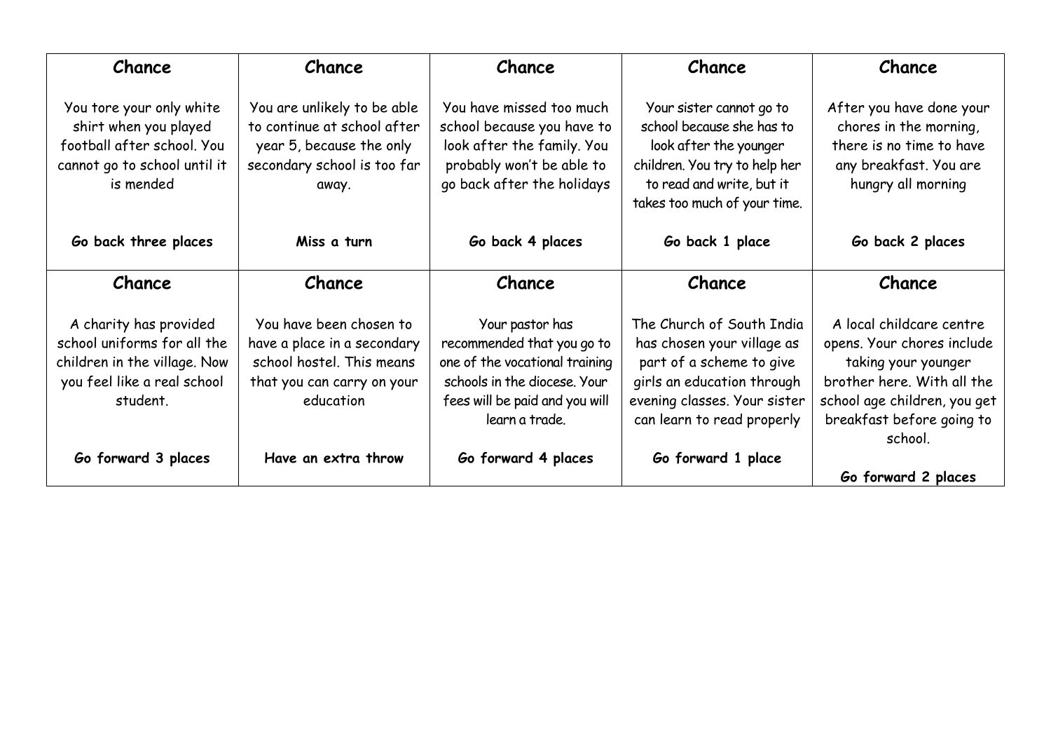| Chance | Chance | Chance | Chance | Chance |
|---|---|---|---|---|
| You tore your only white shirt when you played football after school. You cannot go to school until it is mended<br><br>**Go back three places** | You are unlikely to be able to continue at school after year 5, because the only secondary school is too far away.<br><br>**Miss a turn** | You have missed too much school because you have to look after the family. You probably won't be able to go back after the holidays<br><br>**Go back 4 places** | Your sister cannot go to school because she has to look after the younger children. You try to help her to read and write, but it takes too much of your time.<br><br>**Go back 1 place** | After you have done your chores in the morning, there is no time to have any breakfast. You are hungry all morning<br><br>**Go back 2 places** |
| **Chance**<br><br>A charity has provided school uniforms for all the children in the village. Now you feel like a real school student.<br><br>**Go forward 3 places** | **Chance**<br><br>You have been chosen to have a place in a secondary school hostel. This means that you can carry on your education<br><br>**Have an extra throw** | **Chance**<br><br>Your pastor has recommended that you go to one of the vocational training schools in the diocese. Your fees will be paid and you will learn a trade.<br><br>**Go forward 4 places** | **Chance**<br><br>The Church of South India has chosen your village as part of a scheme to give girls an education through evening classes. Your sister can learn to read properly<br><br>**Go forward 1 place** | **Chance**<br><br>A local childcare centre opens. Your chores include taking your younger brother here. With all the school age children, you get breakfast before going to school.<br><br>**Go forward 2 places** |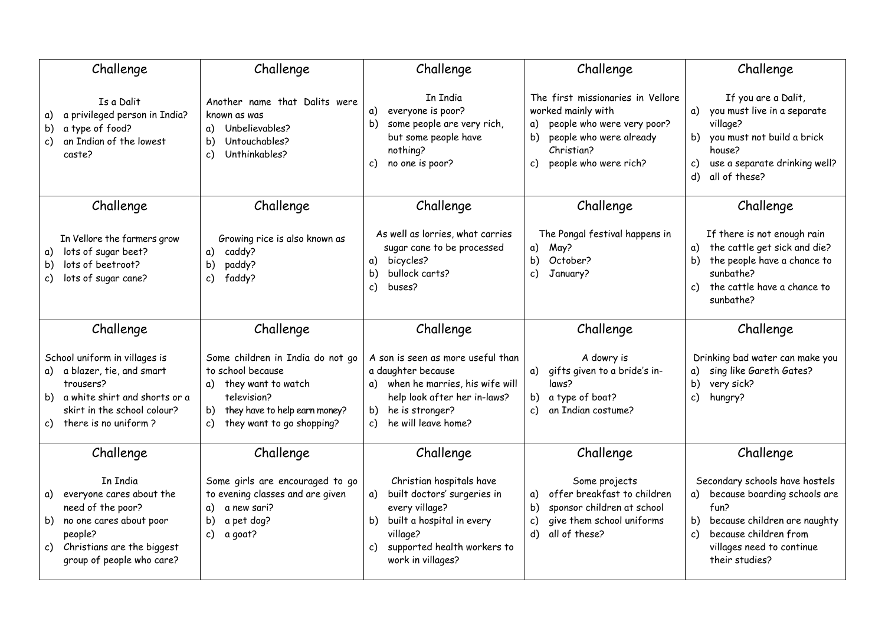| Challenge | Challenge | Challenge | Challenge | Challenge |
|---|---|---|---|---|
| Is a Dalit<br>a) a privileged person in India?<br>b) a type of food?<br>c) an Indian of the lowest caste? | Another name that Dalits were known as was<br>a) Unbelievables?<br>b) Untouchables?<br>c) Unthinkables? | In India<br>a) everyone is poor?<br>b) some people are very rich, but some people have nothing?<br>c) no one is poor? | The first missionaries in Vellore worked mainly with<br>a) people who were very poor?<br>b) people who were already Christian?<br>c) people who were rich? | If you are a Dalit,<br>a) you must live in a separate village?<br>b) you must not build a brick house?<br>c) use a separate drinking well?<br>d) all of these? |
| **Challenge** | **Challenge** | **Challenge** | **Challenge** | **Challenge** |
| In Vellore the farmers grow<br>a) lots of sugar beet?<br>b) lots of beetroot?<br>c) lots of sugar cane? | Growing rice is also known as<br>a) caddy?<br>b) paddy?<br>c) faddy? | As well as lorries, what carries sugar cane to be processed<br>a) bicycles?<br>b) bullock carts?<br>c) buses? | The Pongal festival happens in<br>a) May?<br>b) October?<br>c) January? | If there is not enough rain<br>a) the cattle get sick and die?<br>b) the people have a chance to sunbathe?<br>c) the cattle have a chance to sunbathe? |
| **Challenge** | **Challenge** | **Challenge** | **Challenge** | **Challenge** |
| School uniform in villages is<br>a) a blazer, tie, and smart trousers?<br>b) a white shirt and shorts or a skirt in the school colour?<br>c) there is no uniform ? | Some children in India do not go to school because<br>a) they want to watch television?<br>b) they have to help earn money?<br>c) they want to go shopping? | A son is seen as more useful than a daughter because<br>a) when he marries, his wife will help look after her in-laws?<br>b) he is stronger?<br>c) he will leave home? | A dowry is<br>a) gifts given to a bride's in-laws?<br>b) a type of boat?<br>c) an Indian costume? | Drinking bad water can make you<br>a) sing like Gareth Gates?<br>b) very sick?<br>c) hungry? |
| **Challenge** | **Challenge** | **Challenge** | **Challenge** | **Challenge** |
| In India<br>a) everyone cares about the need of the poor?<br>b) no one cares about poor people?<br>c) Christians are the biggest group of people who care? | Some girls are encouraged to go to evening classes and are given<br>a) a new sari?<br>b) a pet dog?<br>c) a goat? | Christian hospitals have<br>a) built doctors' surgeries in every village?<br>b) built a hospital in every village?<br>c) supported health workers to work in villages? | Some projects<br>a) offer breakfast to children<br>b) sponsor children at school<br>c) give them school uniforms<br>d) all of these? | Secondary schools have hostels<br>a) because boarding schools are fun?<br>b) because children are naughty<br>c) because children from villages need to continue their studies? |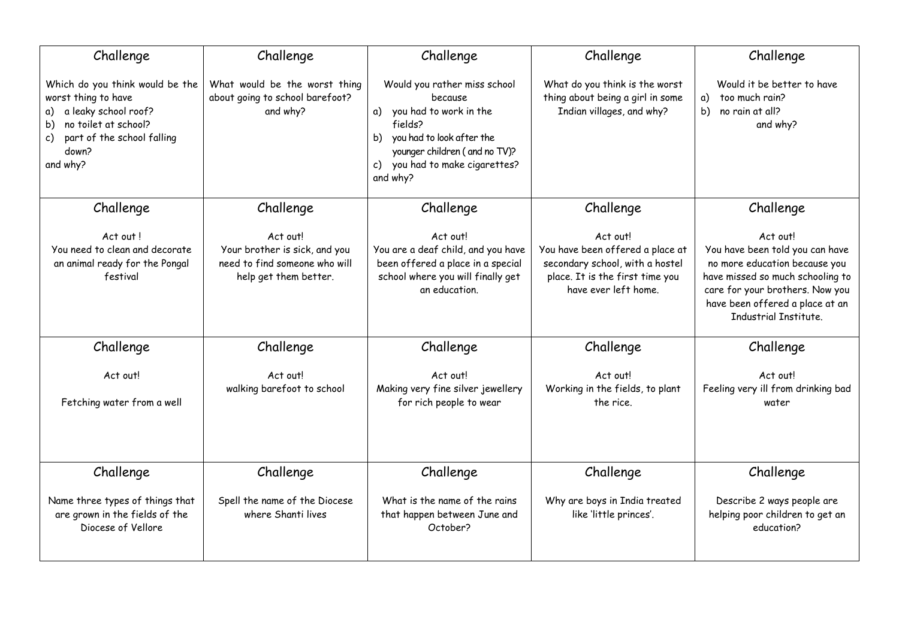| | | | | |
|---|---|---|---|---|
| Challenge<br><br>Which do you think would be the worst thing to have<br>a) a leaky school roof?<br>b) no toilet at school?<br>c) part of the school falling down?<br>and why? | Challenge<br><br>What would be the worst thing about going to school barefoot? and why? | Challenge<br><br>Would you rather miss school because<br>a) you had to work in the fields?<br>b) you had to look after the younger children ( and no TV)?<br>c) you had to make cigarettes?<br>and why? | Challenge<br><br>What do you think is the worst thing about being a girl in some Indian villages, and why? | Challenge<br><br>Would it be better to have<br>a) too much rain?<br>b) no rain at all?<br>and why? |
| Challenge<br><br>Act out !<br>You need to clean and decorate an animal ready for the Pongal festival | Challenge<br><br>Act out!<br>Your brother is sick, and you need to find someone who will help get them better. | Challenge<br><br>Act out!<br>You are a deaf child, and you have been offered a place in a special school where you will finally get an education. | Challenge<br><br>Act out!<br>You have been offered a place at secondary school, with a hostel place. It is the first time you have ever left home. | Challenge<br><br>Act out!<br>You have been told you can have no more education because you have missed so much schooling to care for your brothers. Now you have been offered a place at an Industrial Institute. |
| Challenge<br><br>Act out!<br><br>Fetching water from a well | Challenge<br><br>Act out!<br>walking barefoot to school | Challenge<br><br>Act out!<br>Making very fine silver jewellery for rich people to wear | Challenge<br><br>Act out!<br>Working in the fields, to plant the rice. | Challenge<br><br>Act out!<br>Feeling very ill from drinking bad water |
| Challenge<br><br>Name three types of things that are grown in the fields of the Diocese of Vellore | Challenge<br><br>Spell the name of the Diocese where Shanti lives | Challenge<br><br>What is the name of the rains that happen between June and October? | Challenge<br><br>Why are boys in India treated like 'little princes'. | Challenge<br><br>Describe 2 ways people are helping poor children to get an education? |